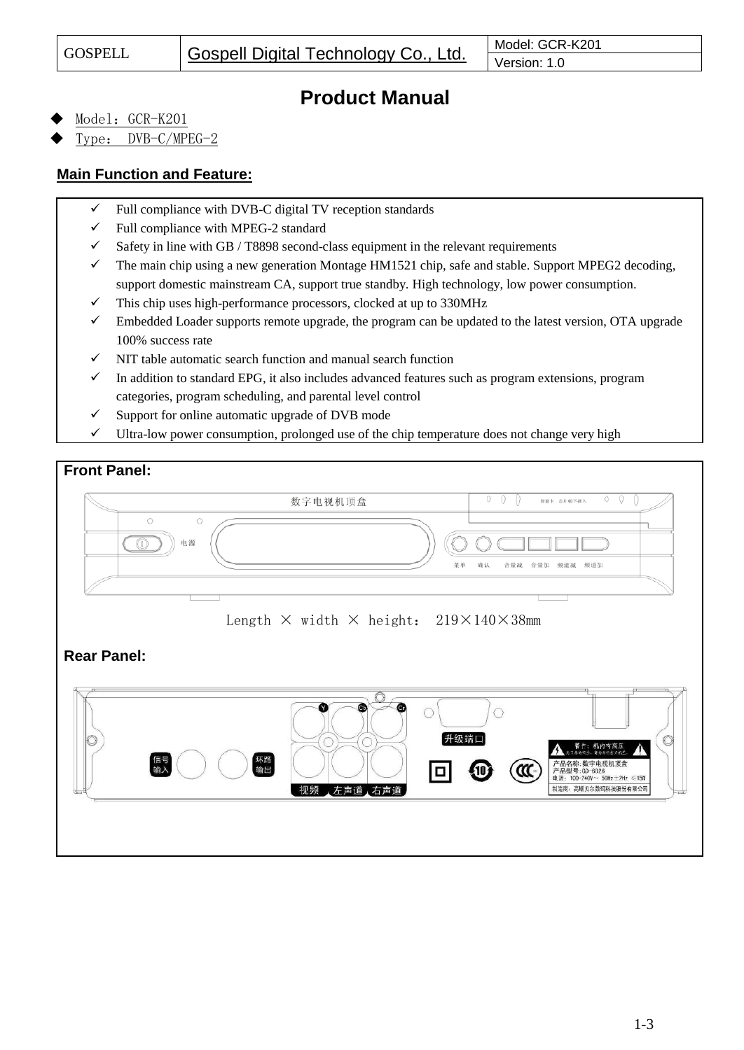| GOSPELL | Gospell Digital Technology Co., Ltd. | Model: GCR-K201 |
| --- | --- | --- |
| | | Version: 1.0 |

# Product Manual

- Model：GCR-K201
- Type： DVB-C/MPEG-2

## Main Function and Feature:

- ✓ Full compliance with DVB-C digital TV reception standards
- ✓ Full compliance with MPEG-2 standard
- ✓ Safety in line with GB / T8898 second-class equipment in the relevant requirements
- ✓ The main chip using a new generation Montage HM1521 chip, safe and stable. Support MPEG2 decoding, support domestic mainstream CA, support true standby. High technology, low power consumption.
- ✓ This chip uses high-performance processors, clocked at up to 330MHz
- ✓ Embedded Loader supports remote upgrade, the program can be updated to the latest version, OTA upgrade 100% success rate
- ✓ NIT table automatic search function and manual search function
- ✓ In addition to standard EPG, it also includes advanced features such as program extensions, program categories, program scheduling, and parental level control
- ✓ Support for online automatic upgrade of DVB mode
- ✓ Ultra-low power consumption, prolonged use of the chip temperature does not change very high

## Front Panel:

数字电视机顶盒

电源

菜单 确认 音量减 音量加 频道减 频道加

Length × width × height： 219×140×38mm

## Rear Panel:

信号输入 环路输出

视频 左声道 右声道

升级端口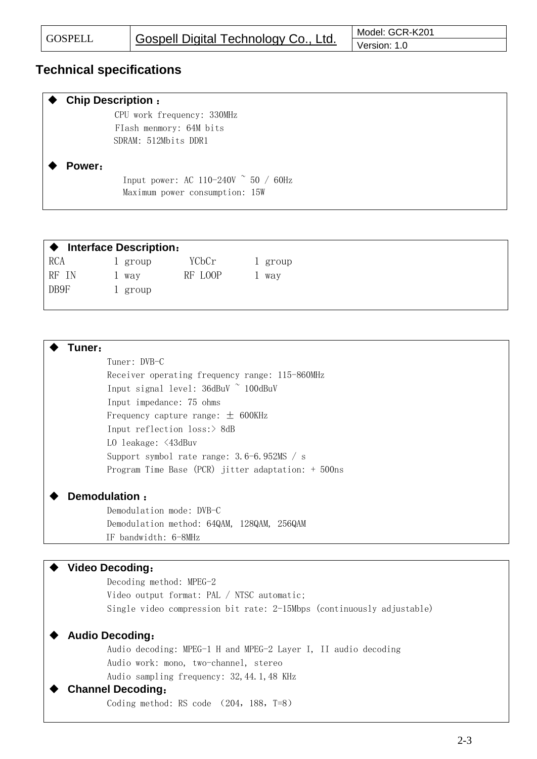## Technical specifications

◆ **Chip Description ：**

CPU work frequency: 330MHz
FIash menmory: 64M bits
SDRAM: 512Mbits DDR1

◆ **Power：**

Input power: AC 110-240V ~ 50 / 60Hz
Maximum power consumption: 15W

◆ **Interface Description：**

| | | | |
|---|---|---|---|
| RCA | 1 group | YCbCr | 1 group |
| RF IN | 1 way | RF LOOP | 1 way |
| DB9F | 1 group | | |

◆ **Tuner：**

Tuner: DVB-C
Receiver operating frequency range: 115-860MHz
Input signal level: 36dBuV ~ 100dBuV
Input impedance: 75 ohms
Frequency capture range: ± 600KHz
Input reflection loss:> 8dB
LO leakage: <43dBuv
Support symbol rate range: 3.6-6.952MS / s
Program Time Base (PCR) jitter adaptation: + 500ns

◆ **Demodulation ：**

Demodulation mode: DVB-C
Demodulation method: 64QAM, 128QAM, 256QAM
IF bandwidth: 6-8MHz

◆ **Video Decoding：**

Decoding method: MPEG-2
Video output format: PAL / NTSC automatic;
Single video compression bit rate: 2-15Mbps (continuously adjustable)

◆ **Audio Decoding：**

Audio decoding: MPEG-1 H and MPEG-2 Layer I, II audio decoding
Audio work: mono, two-channel, stereo
Audio sampling frequency: 32,44.1,48 KHz

◆ **Channel Decoding：**

Coding method: RS code （204，188，T=8）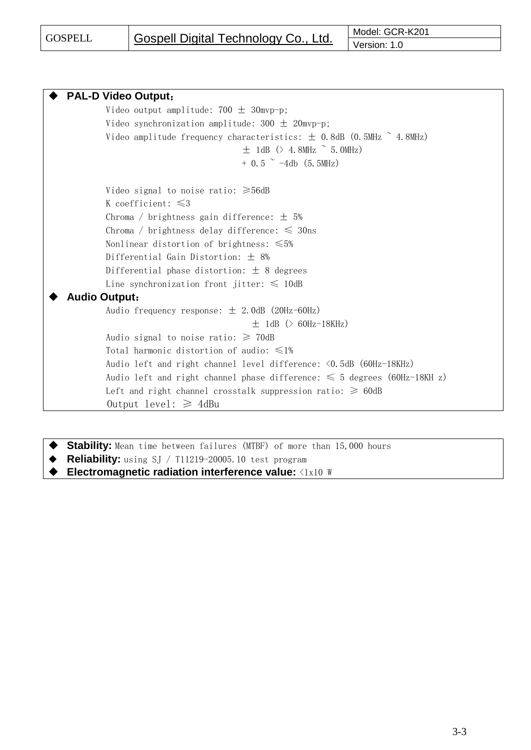- **PAL-D Video Output：**

  Video output amplitude: 700 ± 30mvp-p;
  Video synchronization amplitude: 300 ± 20mvp-p;
  Video amplitude frequency characteristics: ± 0.8dB (0.5MHz ~ 4.8MHz)
  ± 1dB (> 4.8MHz ~ 5.0MHz)
  + 0.5 ~ -4db (5.5MHz)

  Video signal to noise ratio: ≥56dB
  K coefficient: ≤3
  Chroma / brightness gain difference: ± 5%
  Chroma / brightness delay difference: ≤ 30ns
  Nonlinear distortion of brightness: ≤5%
  Differential Gain Distortion: ± 8%
  Differential phase distortion: ± 8 degrees
  Line synchronization front jitter: ≤ 10dB

- **Audio Output：**

  Audio frequency response: ± 2.0dB (20Hz-60Hz)
  ± 1dB (> 60Hz-18KHz)
  Audio signal to noise ratio: ≥ 70dB
  Total harmonic distortion of audio: ≤1%
  Audio left and right channel level difference: <0.5dB (60Hz-18KHz)
  Audio left and right channel phase difference: ≤ 5 degrees (60Hz-18KH z)
  Left and right channel crosstalk suppression ratio: ≥ 60dB
  Output level: ≥ 4dBu

- **Stability:** Mean time between failures (MTBF) of more than 15,000 hours
- **Reliability:** using SJ / T11219-20005.10 test program
- **Electromagnetic radiation interference value:** <1x10 W